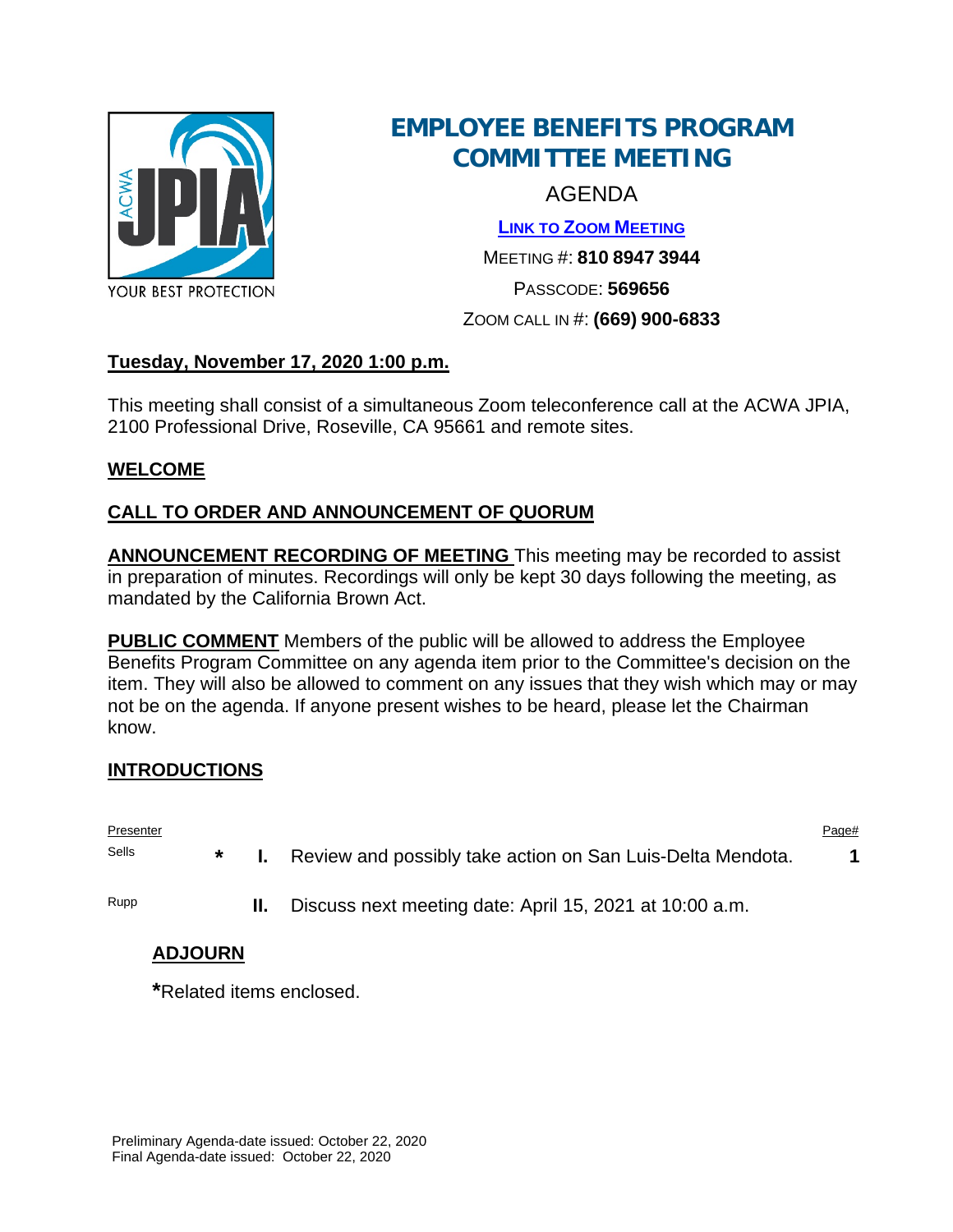# EMPLOYEE BENEFITS PROGRAM COMMITTEE MEETING

AGENDA

[LINK TO ZOOM MEETING]

MEETING #: **810 8947 3944**

PASSCODE: **569656**

ZOOM CALL IN #: **(669) 900-6833**

**Tuesday, November 17, 2020 1:00 p.m.**

This meeting shall consist of a simultaneous Zoom teleconference call at the ACWA JPIA, 2100 Professional Drive, Roseville, CA 95661 and remote sites.

**WELCOME**

**CALL TO ORDER AND ANNOUNCEMENT OF QUORUM**

**ANNOUNCEMENT RECORDING OF MEETING** This meeting may be recorded to assist in preparation of minutes. Recordings will only be kept 30 days following the meeting, as mandated by the California Brown Act.

**PUBLIC COMMENT** Members of the public will be allowed to address the Employee Benefits Program Committee on any agenda item prior to the Committee's decision on the item. They will also be allowed to comment on any issues that they wish which may or may not be on the agenda. If anyone present wishes to be heard, please let the Chairman know.

**INTRODUCTIONS**

| Presenter | | | | Page# |
|---|---|---|---|---|
| Sells | * | **I.** | Review and possibly take action on San Luis-Delta Mendota. | **1** |
| Rupp | | **II.** | Discuss next meeting date: April 15, 2021 at 10:00 a.m. | |

**ADJOURN**

***Related items enclosed.**

Preliminary Agenda-date issued: October 22, 2020
Final Agenda-date issued: October 22, 2020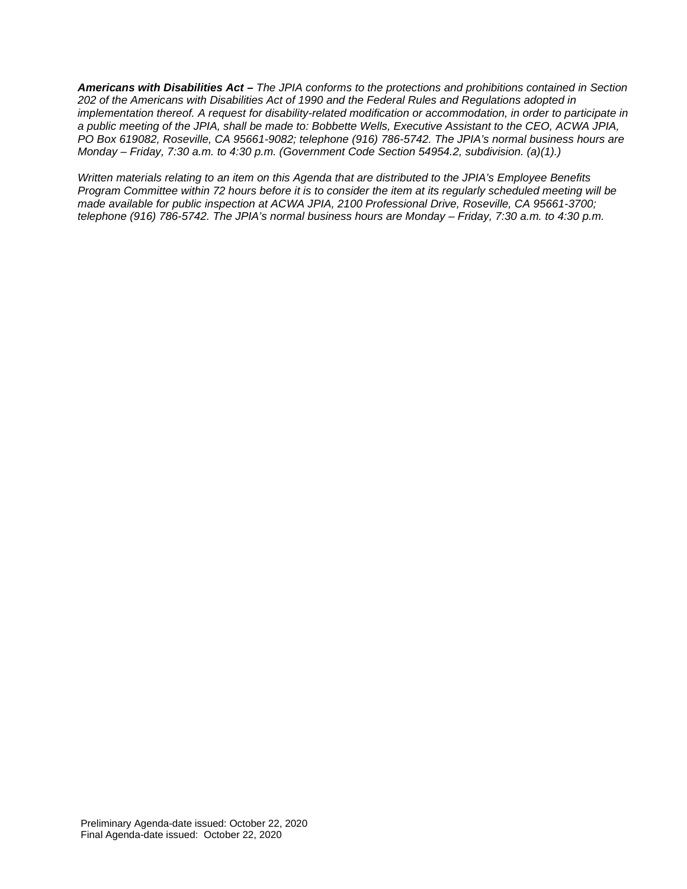***Americans with Disabilities Act –** The JPIA conforms to the protections and prohibitions contained in Section 202 of the Americans with Disabilities Act of 1990 and the Federal Rules and Regulations adopted in implementation thereof. A request for disability-related modification or accommodation, in order to participate in a public meeting of the JPIA, shall be made to: Bobbette Wells, Executive Assistant to the CEO, ACWA JPIA, PO Box 619082, Roseville, CA 95661-9082; telephone (916) 786-5742. The JPIA's normal business hours are Monday – Friday, 7:30 a.m. to 4:30 p.m. (Government Code Section 54954.2, subdivision. (a)(1).)*

*Written materials relating to an item on this Agenda that are distributed to the JPIA's Employee Benefits Program Committee within 72 hours before it is to consider the item at its regularly scheduled meeting will be made available for public inspection at ACWA JPIA, 2100 Professional Drive, Roseville, CA 95661-3700; telephone (916) 786-5742. The JPIA's normal business hours are Monday – Friday, 7:30 a.m. to 4:30 p.m.*

Preliminary Agenda-date issued: October 22, 2020
Final Agenda-date issued: October 22, 2020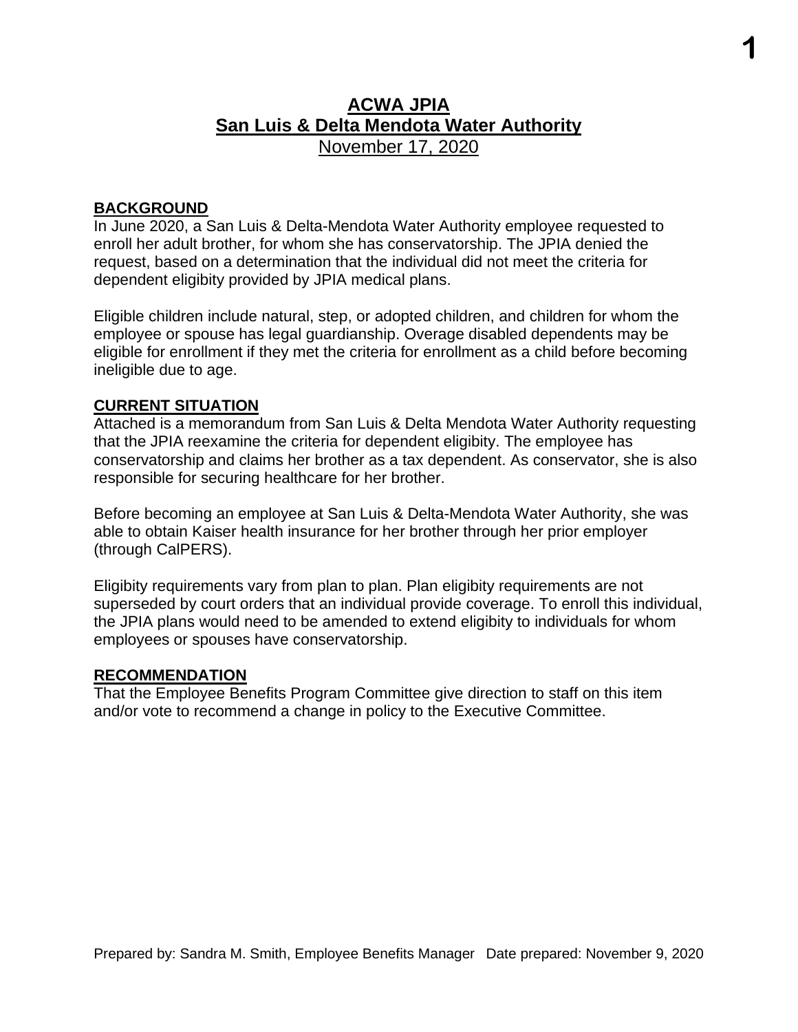# ACWA JPIA
## San Luis & Delta Mendota Water Authority
November 17, 2020

**BACKGROUND**

In June 2020, a San Luis & Delta-Mendota Water Authority employee requested to enroll her adult brother, for whom she has conservatorship. The JPIA denied the request, based on a determination that the individual did not meet the criteria for dependent eligibility provided by JPIA medical plans.

Eligible children include natural, step, or adopted children, and children for whom the employee or spouse has legal guardianship. Overage disabled dependents may be eligible for enrollment if they met the criteria for enrollment as a child before becoming ineligible due to age.

**CURRENT SITUATION**

Attached is a memorandum from San Luis & Delta Mendota Water Authority requesting that the JPIA reexamine the criteria for dependent eligibity. The employee has conservatorship and claims her brother as a tax dependent. As conservator, she is also responsible for securing healthcare for her brother.

Before becoming an employee at San Luis & Delta-Mendota Water Authority, she was able to obtain Kaiser health insurance for her brother through her prior employer (through CalPERS).

Eligibity requirements vary from plan to plan. Plan eligibity requirements are not superseded by court orders that an individual provide coverage. To enroll this individual, the JPIA plans would need to be amended to extend eligibity to individuals for whom employees or spouses have conservatorship.

**RECOMMENDATION**

That the Employee Benefits Program Committee give direction to staff on this item and/or vote to recommend a change in policy to the Executive Committee.

Prepared by: Sandra M. Smith, Employee Benefits Manager Date prepared: November 9, 2020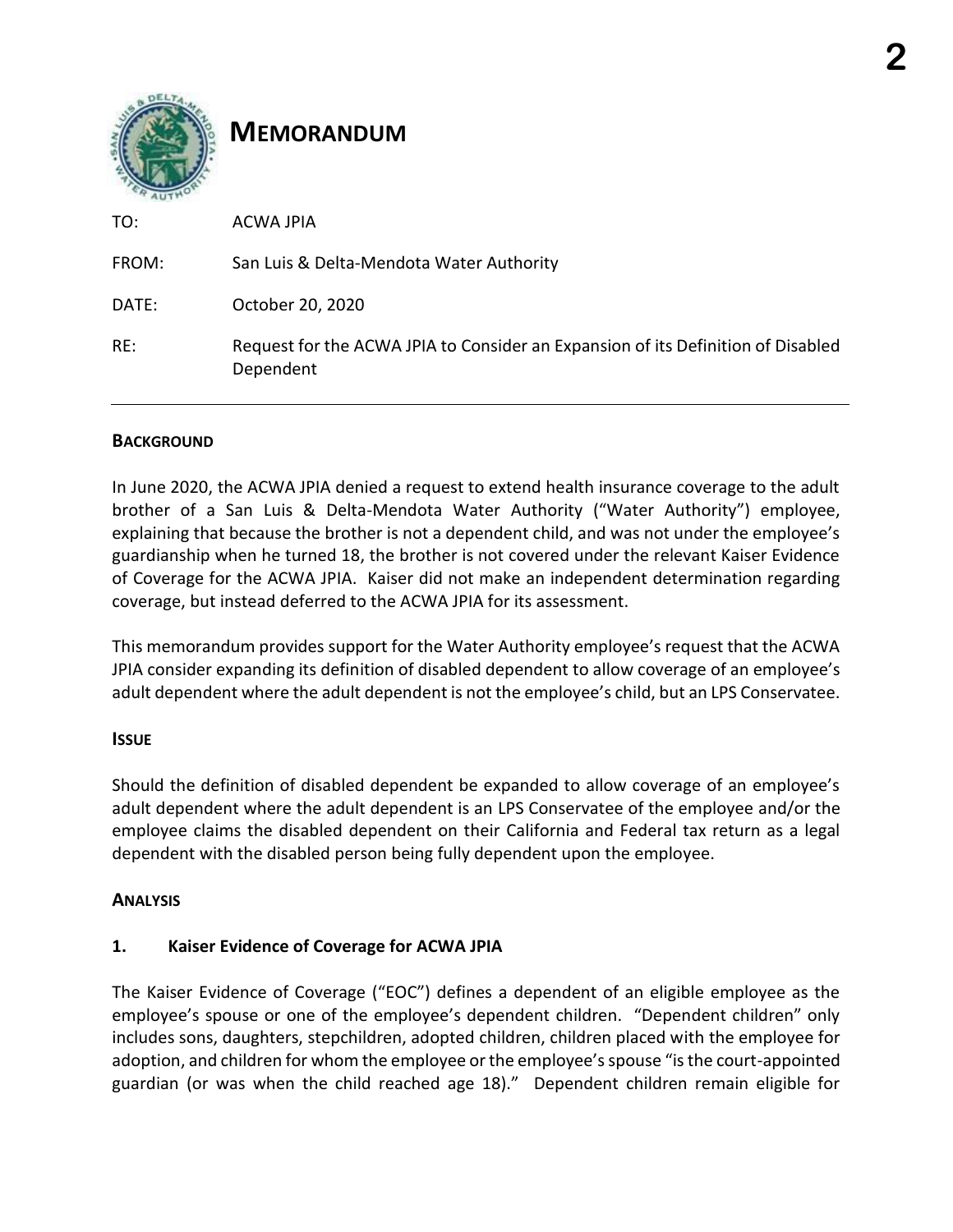# MEMORANDUM

| | |
|---|---|
| TO: | ACWA JPIA |
| FROM: | San Luis & Delta-Mendota Water Authority |
| DATE: | October 20, 2020 |
| RE: | Request for the ACWA JPIA to Consider an Expansion of its Definition of Disabled Dependent |

## BACKGROUND

In June 2020, the ACWA JPIA denied a request to extend health insurance coverage to the adult brother of a San Luis & Delta-Mendota Water Authority ("Water Authority") employee, explaining that because the brother is not a dependent child, and was not under the employee's guardianship when he turned 18, the brother is not covered under the relevant Kaiser Evidence of Coverage for the ACWA JPIA. Kaiser did not make an independent determination regarding coverage, but instead deferred to the ACWA JPIA for its assessment.

This memorandum provides support for the Water Authority employee's request that the ACWA JPIA consider expanding its definition of disabled dependent to allow coverage of an employee's adult dependent where the adult dependent is not the employee's child, but an LPS Conservatee.

## ISSUE

Should the definition of disabled dependent be expanded to allow coverage of an employee's adult dependent where the adult dependent is an LPS Conservatee of the employee and/or the employee claims the disabled dependent on their California and Federal tax return as a legal dependent with the disabled person being fully dependent upon the employee.

## ANALYSIS

### 1. Kaiser Evidence of Coverage for ACWA JPIA

The Kaiser Evidence of Coverage ("EOC") defines a dependent of an eligible employee as the employee's spouse or one of the employee's dependent children. "Dependent children" only includes sons, daughters, stepchildren, adopted children, children placed with the employee for adoption, and children for whom the employee or the employee's spouse "is the court-appointed guardian (or was when the child reached age 18)." Dependent children remain eligible for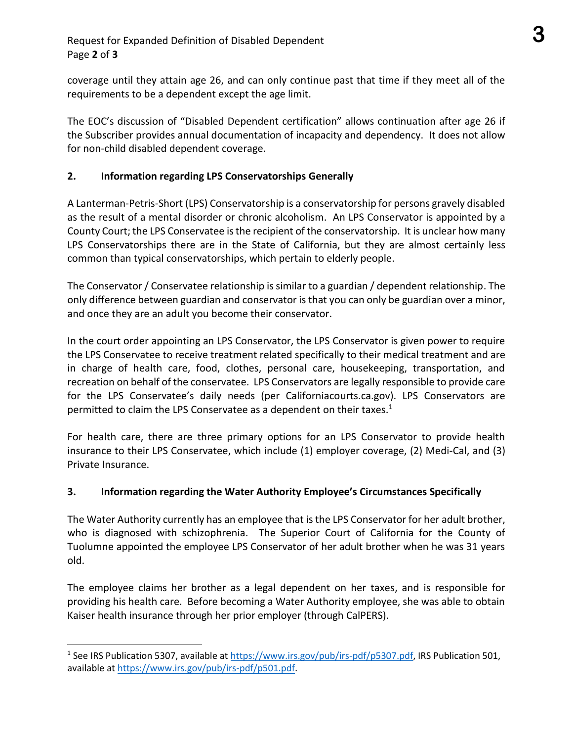coverage until they attain age 26, and can only continue past that time if they meet all of the requirements to be a dependent except the age limit.

The EOC's discussion of "Disabled Dependent certification" allows continuation after age 26 if the Subscriber provides annual documentation of incapacity and dependency. It does not allow for non-child disabled dependent coverage.

## 2. Information regarding LPS Conservatorships Generally

A Lanterman-Petris-Short (LPS) Conservatorship is a conservatorship for persons gravely disabled as the result of a mental disorder or chronic alcoholism. An LPS Conservator is appointed by a County Court; the LPS Conservatee is the recipient of the conservatorship. It is unclear how many LPS Conservatorships there are in the State of California, but they are almost certainly less common than typical conservatorships, which pertain to elderly people.

The Conservator / Conservatee relationship is similar to a guardian / dependent relationship. The only difference between guardian and conservator is that you can only be guardian over a minor, and once they are an adult you become their conservator.

In the court order appointing an LPS Conservator, the LPS Conservator is given power to require the LPS Conservatee to receive treatment related specifically to their medical treatment and are in charge of health care, food, clothes, personal care, housekeeping, transportation, and recreation on behalf of the conservatee. LPS Conservators are legally responsible to provide care for the LPS Conservatee's daily needs (per Californiacourts.ca.gov). LPS Conservators are permitted to claim the LPS Conservatee as a dependent on their taxes.[1]

For health care, there are three primary options for an LPS Conservator to provide health insurance to their LPS Conservatee, which include (1) employer coverage, (2) Medi-Cal, and (3) Private Insurance.

## 3. Information regarding the Water Authority Employee's Circumstances Specifically

The Water Authority currently has an employee that is the LPS Conservator for her adult brother, who is diagnosed with schizophrenia. The Superior Court of California for the County of Tuolumne appointed the employee LPS Conservator of her adult brother when he was 31 years old.

The employee claims her brother as a legal dependent on her taxes, and is responsible for providing his health care. Before becoming a Water Authority employee, she was able to obtain Kaiser health insurance through her prior employer (through CalPERS).

---

[1] See IRS Publication 5307, available at https://www.irs.gov/pub/irs-pdf/p5307.pdf, IRS Publication 501, available at https://www.irs.gov/pub/irs-pdf/p501.pdf.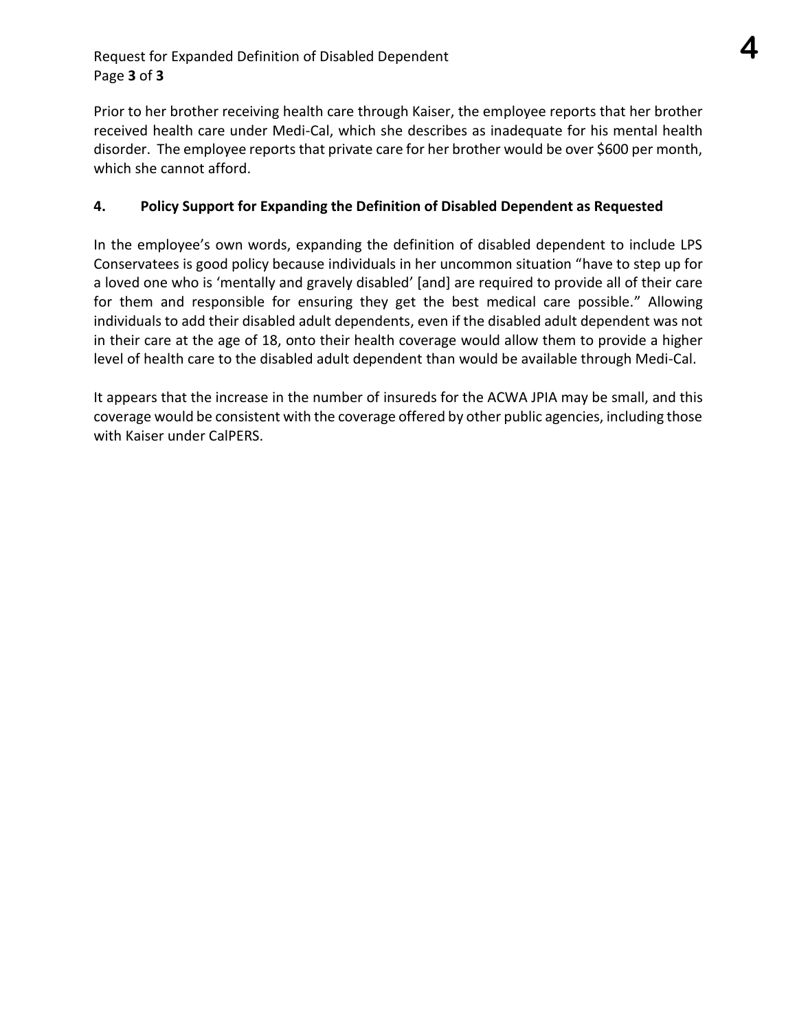Prior to her brother receiving health care through Kaiser, the employee reports that her brother received health care under Medi-Cal, which she describes as inadequate for his mental health disorder. The employee reports that private care for her brother would be over $600 per month, which she cannot afford.

## 4. Policy Support for Expanding the Definition of Disabled Dependent as Requested

In the employee's own words, expanding the definition of disabled dependent to include LPS Conservatees is good policy because individuals in her uncommon situation "have to step up for a loved one who is 'mentally and gravely disabled' [and] are required to provide all of their care for them and responsible for ensuring they get the best medical care possible." Allowing individuals to add their disabled adult dependents, even if the disabled adult dependent was not in their care at the age of 18, onto their health coverage would allow them to provide a higher level of health care to the disabled adult dependent than would be available through Medi-Cal.

It appears that the increase in the number of insureds for the ACWA JPIA may be small, and this coverage would be consistent with the coverage offered by other public agencies, including those with Kaiser under CalPERS.